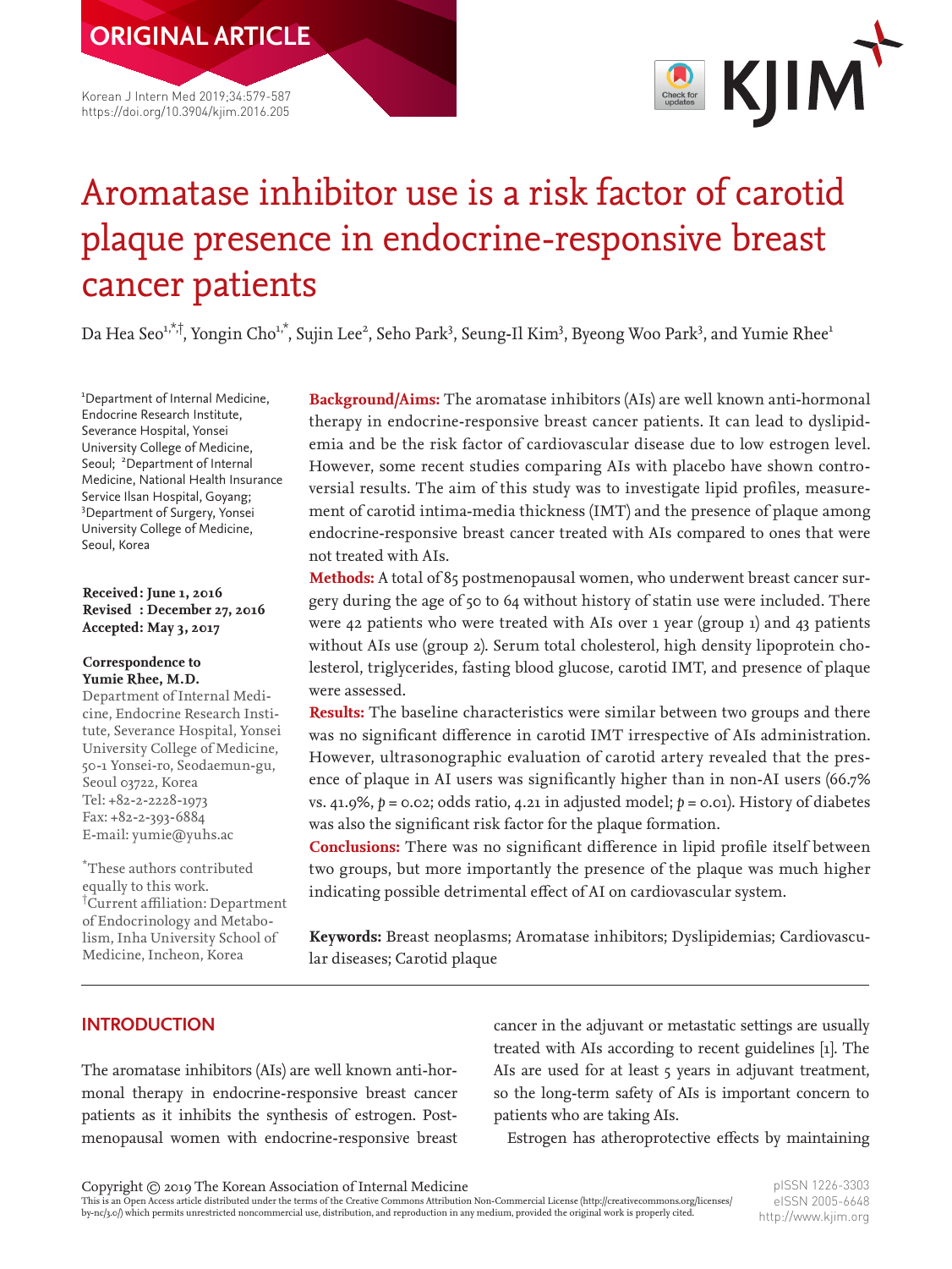ORIGINAL ARTICLE

# Aromatase inhibitor use is a risk factor of carotid plaque presence in endocrine-responsive breast cancer patients

Da Hea Seo[1,*,†], Yongin Cho[1,*], Sujin Lee[2], Seho Park[3], Seung-Il Kim[3], Byeong Woo Park[3], and Yumie Rhee[1]

[1]Department of Internal Medicine, Endocrine Research Institute, Severance Hospital, Yonsei University College of Medicine, Seoul; [2]Department of Internal Medicine, National Health Insurance Service Ilsan Hospital, Goyang; [3]Department of Surgery, Yonsei University College of Medicine, Seoul, Korea

**Received: June 1, 2016**
**Revised : December 27, 2016**
**Accepted: May 3, 2017**

**Correspondence to**
**Yumie Rhee, M.D.**
Department of Internal Medicine, Endocrine Research Institute, Severance Hospital, Yonsei University College of Medicine, 50-1 Yonsei-ro, Seodaemun-gu, Seoul 03722, Korea
Tel: +82-2-2228-1973
Fax: +82-2-393-6884
E-mail: yumie@yuhs.ac

*These authors contributed equally to this work.
†Current affiliation: Department of Endocrinology and Metabolism, Inha University School of Medicine, Incheon, Korea

**Background/Aims:** The aromatase inhibitors (AIs) are well known anti-hormonal therapy in endocrine-responsive breast cancer patients. It can lead to dyslipidemia and be the risk factor of cardiovascular disease due to low estrogen level. However, some recent studies comparing AIs with placebo have shown controversial results. The aim of this study was to investigate lipid profiles, measurement of carotid intima-media thickness (IMT) and the presence of plaque among endocrine-responsive breast cancer treated with AIs compared to ones that were not treated with AIs.

**Methods:** A total of 85 postmenopausal women, who underwent breast cancer surgery during the age of 50 to 64 without history of statin use were included. There were 42 patients who were treated with AIs over 1 year (group 1) and 43 patients without AIs use (group 2). Serum total cholesterol, high density lipoprotein cholesterol, triglycerides, fasting blood glucose, carotid IMT, and presence of plaque were assessed.

**Results:** The baseline characteristics were similar between two groups and there was no significant difference in carotid IMT irrespective of AIs administration. However, ultrasonographic evaluation of carotid artery revealed that the presence of plaque in AI users was significantly higher than in non-AI users (66.7% vs. 41.9%, $p = 0.02$; odds ratio, 4.21 in adjusted model; $p = 0.01$). History of diabetes was also the significant risk factor for the plaque formation.

**Conclusions:** There was no significant difference in lipid profile itself between two groups, but more importantly the presence of the plaque was much higher indicating possible detrimental effect of AI on cardiovascular system.

**Keywords:** Breast neoplasms; Aromatase inhibitors; Dyslipidemias; Cardiovascular diseases; Carotid plaque

## INTRODUCTION

The aromatase inhibitors (AIs) are well known anti-hormonal therapy in endocrine-responsive breast cancer patients as it inhibits the synthesis of estrogen. Postmenopausal women with endocrine-responsive breast cancer in the adjuvant or metastatic settings are usually treated with AIs according to recent guidelines [1]. The AIs are used for at least 5 years in adjuvant treatment, so the long-term safety of AIs is important concern to patients who are taking AIs.

Estrogen has atheroprotective effects by maintaining

Copyright © 2019 The Korean Association of Internal Medicine
This is an Open Access article distributed under the terms of the Creative Commons Attribution Non-Commercial License (http://creativecommons.org/licenses/by-nc/3.0/) which permits unrestricted noncommercial use, distribution, and reproduction in any medium, provided the original work is properly cited.

pISSN 1226-3303
eISSN 2005-6648
http://www.kjim.org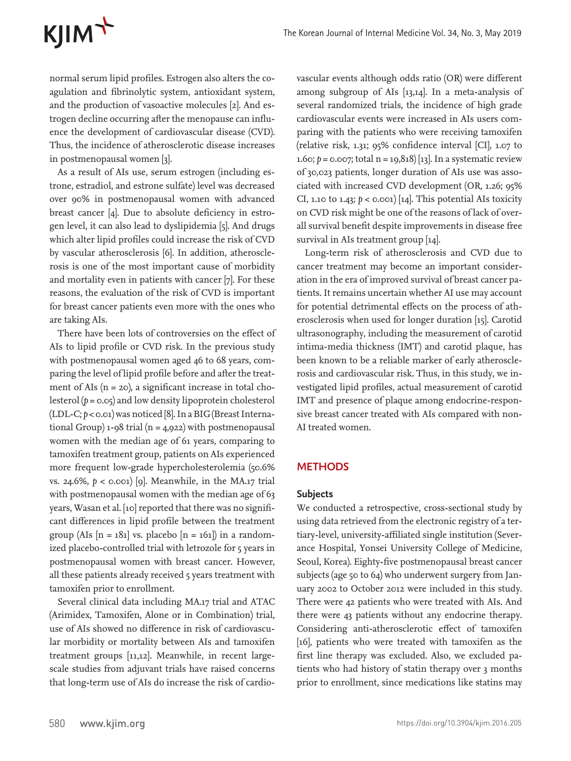normal serum lipid profiles. Estrogen also alters the coagulation and fibrinolytic system, antioxidant system, and the production of vasoactive molecules [2]. And estrogen decline occurring after the menopause can influence the development of cardiovascular disease (CVD). Thus, the incidence of atherosclerotic disease increases in postmenopausal women [3].

As a result of AIs use, serum estrogen (including estrone, estradiol, and estrone sulfate) level was decreased over 90% in postmenopausal women with advanced breast cancer [4]. Due to absolute deficiency in estrogen level, it can also lead to dyslipidemia [5]. And drugs which alter lipid profiles could increase the risk of CVD by vascular atherosclerosis [6]. In addition, atherosclerosis is one of the most important cause of morbidity and mortality even in patients with cancer [7]. For these reasons, the evaluation of the risk of CVD is important for breast cancer patients even more with the ones who are taking AIs.

There have been lots of controversies on the effect of AIs to lipid profile or CVD risk. In the previous study with postmenopausal women aged 46 to 68 years, comparing the level of lipid profile before and after the treatment of AIs (n = 20), a significant increase in total cholesterol ($p = 0.05$) and low density lipoprotein cholesterol (LDL-C; $p < 0.01$) was noticed [8]. In a BIG (Breast International Group) 1-98 trial (n = 4,922) with postmenopausal women with the median age of 61 years, comparing to tamoxifen treatment group, patients on AIs experienced more frequent low-grade hypercholesterolemia (50.6% vs. 24.6%, $p < 0.001$) [9]. Meanwhile, in the MA.17 trial with postmenopausal women with the median age of 63 years, Wasan et al. [10] reported that there was no significant differences in lipid profile between the treatment group (AIs [n = 181] vs. placebo [n = 161]) in a randomized placebo-controlled trial with letrozole for 5 years in postmenopausal women with breast cancer. However, all these patients already received 5 years treatment with tamoxifen prior to enrollment.

Several clinical data including MA.17 trial and ATAC (Arimidex, Tamoxifen, Alone or in Combination) trial, use of AIs showed no difference in risk of cardiovascular morbidity or mortality between AIs and tamoxifen treatment groups [11,12]. Meanwhile, in recent large-scale studies from adjuvant trials have raised concerns that long-term use of AIs do increase the risk of cardiovascular events although odds ratio (OR) were different among subgroup of AIs [13,14]. In a meta-analysis of several randomized trials, the incidence of high grade cardiovascular events were increased in AIs users comparing with the patients who were receiving tamoxifen (relative risk, 1.31; 95% confidence interval [CI], 1.07 to 1.60; $p = 0.007$; total n = 19,818) [13]. In a systematic review of 30,023 patients, longer duration of AIs use was associated with increased CVD development (OR, 1.26; 95% CI, 1.10 to 1.43; $p < 0.001$) [14]. This potential AIs toxicity on CVD risk might be one of the reasons of lack of overall survival benefit despite improvements in disease free survival in AIs treatment group [14].

Long-term risk of atherosclerosis and CVD due to cancer treatment may become an important consideration in the era of improved survival of breast cancer patients. It remains uncertain whether AI use may account for potential detrimental effects on the process of atherosclerosis when used for longer duration [15]. Carotid ultrasonography, including the measurement of carotid intima-media thickness (IMT) and carotid plaque, has been known to be a reliable marker of early atherosclerosis and cardiovascular risk. Thus, in this study, we investigated lipid profiles, actual measurement of carotid IMT and presence of plaque among endocrine-responsive breast cancer treated with AIs compared with non-AI treated women.

## METHODS

### Subjects

We conducted a retrospective, cross-sectional study by using data retrieved from the electronic registry of a tertiary-level, university-affiliated single institution (Severance Hospital, Yonsei University College of Medicine, Seoul, Korea). Eighty-five postmenopausal breast cancer subjects (age 50 to 64) who underwent surgery from January 2002 to October 2012 were included in this study. There were 42 patients who were treated with AIs. And there were 43 patients without any endocrine therapy. Considering anti-atherosclerotic effect of tamoxifen [16], patients who were treated with tamoxifen as the first line therapy was excluded. Also, we excluded patients who had history of statin therapy over 3 months prior to enrollment, since medications like statins may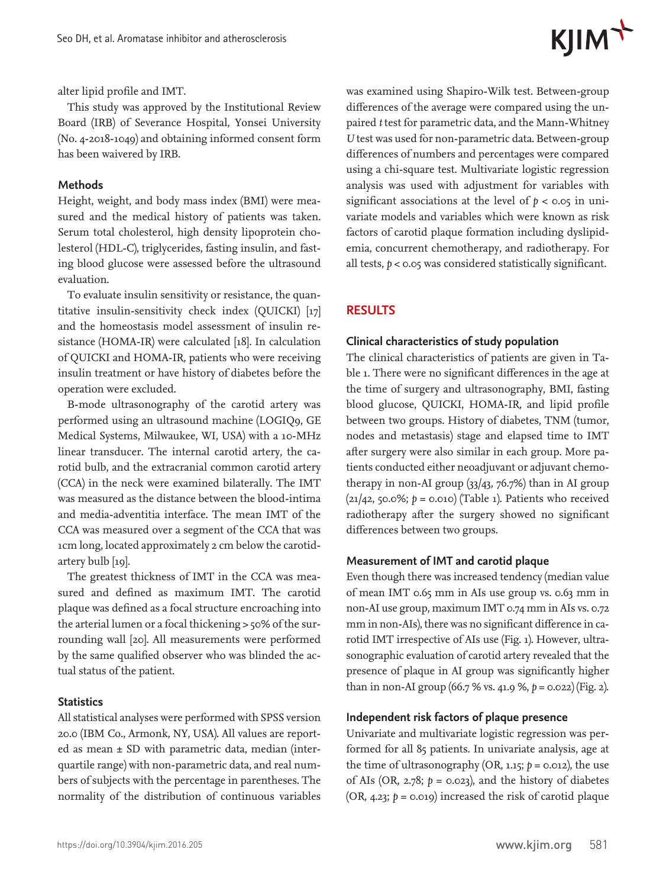alter lipid profile and IMT.

This study was approved by the Institutional Review Board (IRB) of Severance Hospital, Yonsei University (No. 4-2018-1049) and obtaining informed consent form has been waivered by IRB.

### Methods

Height, weight, and body mass index (BMI) were measured and the medical history of patients was taken. Serum total cholesterol, high density lipoprotein cholesterol (HDL-C), triglycerides, fasting insulin, and fasting blood glucose were assessed before the ultrasound evaluation.

To evaluate insulin sensitivity or resistance, the quantitative insulin-sensitivity check index (QUICKI) [17] and the homeostasis model assessment of insulin resistance (HOMA-IR) were calculated [18]. In calculation of QUICKI and HOMA-IR, patients who were receiving insulin treatment or have history of diabetes before the operation were excluded.

B-mode ultrasonography of the carotid artery was performed using an ultrasound machine (LOGIQ9, GE Medical Systems, Milwaukee, WI, USA) with a 10-MHz linear transducer. The internal carotid artery, the carotid bulb, and the extracranial common carotid artery (CCA) in the neck were examined bilaterally. The IMT was measured as the distance between the blood-intima and media-adventitia interface. The mean IMT of the CCA was measured over a segment of the CCA that was 1cm long, located approximately 2 cm below the carotid-artery bulb [19].

The greatest thickness of IMT in the CCA was measured and defined as maximum IMT. The carotid plaque was defined as a focal structure encroaching into the arterial lumen or a focal thickening > 50% of the surrounding wall [20]. All measurements were performed by the same qualified observer who was blinded the actual status of the patient.

### Statistics

All statistical analyses were performed with SPSS version 20.0 (IBM Co., Armonk, NY, USA). All values are reported as mean ± SD with parametric data, median (interquartile range) with non-parametric data, and real numbers of subjects with the percentage in parentheses. The normality of the distribution of continuous variables was examined using Shapiro-Wilk test. Between-group differences of the average were compared using the unpaired *t* test for parametric data, and the Mann-Whitney *U* test was used for non-parametric data. Between-group differences of numbers and percentages were compared using a chi-square test. Multivariate logistic regression analysis was used with adjustment for variables with significant associations at the level of $p < 0.05$ in univariate models and variables which were known as risk factors of carotid plaque formation including dyslipidemia, concurrent chemotherapy, and radiotherapy. For all tests, $p < 0.05$ was considered statistically significant.

## RESULTS

### Clinical characteristics of study population

The clinical characteristics of patients are given in Table 1. There were no significant differences in the age at the time of surgery and ultrasonography, BMI, fasting blood glucose, QUICKI, HOMA-IR, and lipid profile between two groups. History of diabetes, TNM (tumor, nodes and metastasis) stage and elapsed time to IMT after surgery were also similar in each group. More patients conducted either neoadjuvant or adjuvant chemotherapy in non-AI group (33/43, 76.7%) than in AI group (21/42, 50.0%; $p = 0.010$) (Table 1). Patients who received radiotherapy after the surgery showed no significant differences between two groups.

### Measurement of IMT and carotid plaque

Even though there was increased tendency (median value of mean IMT 0.65 mm in AIs use group vs. 0.63 mm in non-AI use group, maximum IMT 0.74 mm in AIs vs. 0.72 mm in non-AIs), there was no significant difference in carotid IMT irrespective of AIs use (Fig. 1). However, ultrasonographic evaluation of carotid artery revealed that the presence of plaque in AI group was significantly higher than in non-AI group (66.7 % vs. 41.9 %, $p = 0.022$) (Fig. 2).

### Independent risk factors of plaque presence

Univariate and multivariate logistic regression was performed for all 85 patients. In univariate analysis, age at the time of ultrasonography (OR, 1.15; $p = 0.012$), the use of AIs (OR, 2.78; $p = 0.023$), and the history of diabetes (OR, 4.23; $p = 0.019$) increased the risk of carotid plaque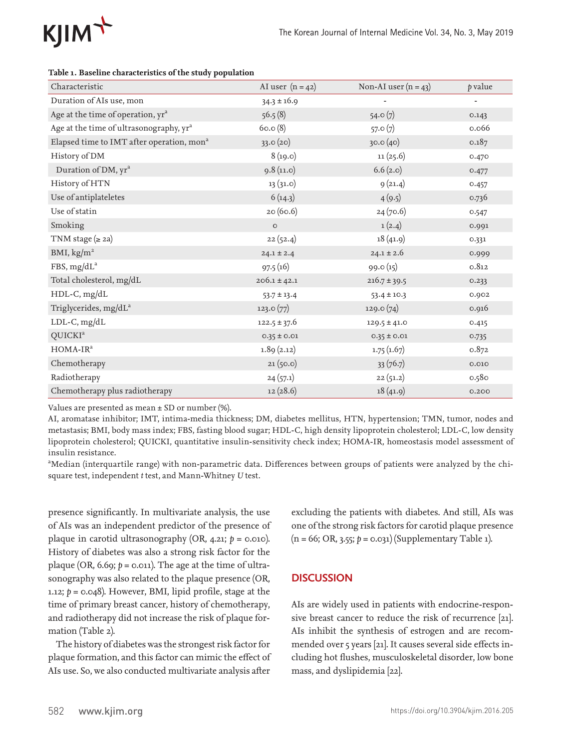**Table 1. Baseline characteristics of the study population**

| Characteristic | AI user (n = 42) | Non-AI user (n = 43) | *p* value |
|---|---|---|---|
| Duration of AIs use, mon | 34.3 ± 16.9 | - | - |
| Age at the time of operation, yr[a] | 56.5 (8) | 54.0 (7) | 0.143 |
| Age at the time of ultrasonography, yr[a] | 60.0 (8) | 57.0 (7) | 0.066 |
| Elapsed time to IMT after operation, mon[a] | 33.0 (20) | 30.0 (40) | 0.187 |
| History of DM | 8 (19.0) | 11 (25.6) | 0.470 |
| Duration of DM, yr[a] | 9.8 (11.0) | 6.6 (2.0) | 0.477 |
| History of HTN | 13 (31.0) | 9 (21.4) | 0.457 |
| Use of antiplateletes | 6 (14.3) | 4 (9.5) | 0.736 |
| Use of statin | 20 (60.6) | 24 (70.6) | 0.547 |
| Smoking | 0 | 1 (2.4) | 0.991 |
| TNM stage (≥ 2a) | 22 (52.4) | 18 (41.9) | 0.331 |
| BMI, kg/m$^2$ | 24.1 ± 2.4 | 24.1 ± 2.6 | 0.999 |
| FBS, mg/dL[a] | 97.5 (16) | 99.0 (15) | 0.812 |
| Total cholesterol, mg/dL | 206.1 ± 42.1 | 216.7 ± 39.5 | 0.233 |
| HDL-C, mg/dL | 53.7 ± 13.4 | 53.4 ± 10.3 | 0.902 |
| Triglycerides, mg/dL[a] | 123.0 (77) | 129.0 (74) | 0.916 |
| LDL-C, mg/dL | 122.5 ± 37.6 | 129.5 ± 41.0 | 0.415 |
| QUICKI[a] | 0.35 ± 0.01 | 0.35 ± 0.01 | 0.735 |
| HOMA-IR[a] | 1.89 (2.12) | 1.75 (1.67) | 0.872 |
| Chemotherapy | 21 (50.0) | 33 (76.7) | 0.010 |
| Radiotherapy | 24 (57.1) | 22 (51.2) | 0.580 |
| Chemotherapy plus radiotherapy | 12 (28.6) | 18 (41.9) | 0.200 |

Values are presented as mean ± SD or number (%).

AI, aromatase inhibitor; IMT, intima-media thickness; DM, diabetes mellitus, HTN, hypertension; TMN, tumor, nodes and metastasis; BMI, body mass index; FBS, fasting blood sugar; HDL-C, high density lipoprotein cholesterol; LDL-C, low density lipoprotein cholesterol; QUICKI, quantitative insulin-sensitivity check index; HOMA-IR, homeostasis model assessment of insulin resistance.

[a]Median (interquartile range) with non-parametric data. Differences between groups of patients were analyzed by the chi-square test, independent *t* test, and Mann-Whitney *U* test.

presence significantly. In multivariate analysis, the use of AIs was an independent predictor of the presence of plaque in carotid ultrasonography (OR, 4.21; $p = 0.010$). History of diabetes was also a strong risk factor for the plaque (OR, 6.69; $p = 0.011$). The age at the time of ultrasonography was also related to the plaque presence (OR, 1.12; $p = 0.048$). However, BMI, lipid profile, stage at the time of primary breast cancer, history of chemotherapy, and radiotherapy did not increase the risk of plaque formation (Table 2).

The history of diabetes was the strongest risk factor for plaque formation, and this factor can mimic the effect of AIs use. So, we also conducted multivariate analysis after excluding the patients with diabetes. And still, AIs was one of the strong risk factors for carotid plaque presence (n = 66; OR, 3.55; $p = 0.031$) (Supplementary Table 1).

## DISCUSSION

AIs are widely used in patients with endocrine-responsive breast cancer to reduce the risk of recurrence [21]. AIs inhibit the synthesis of estrogen and are recommended over 5 years [21]. It causes several side effects including hot flushes, musculoskeletal disorder, low bone mass, and dyslipidemia [22].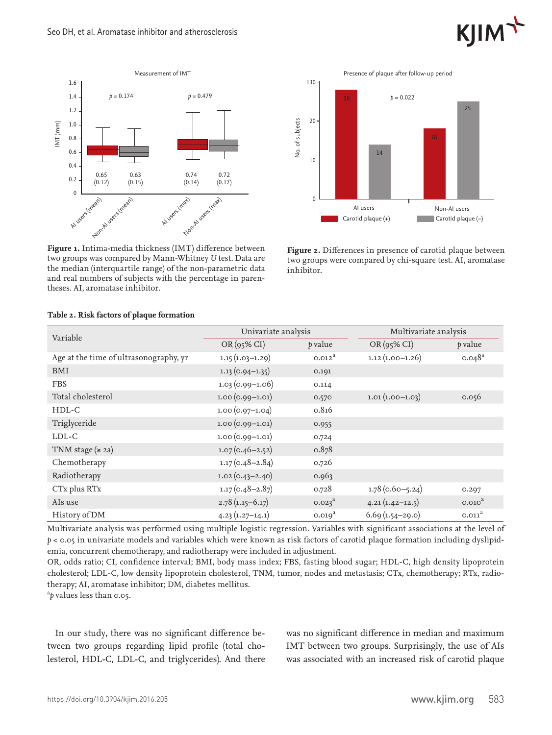**Figure 1.** Intima-media thickness (IMT) difference between two groups was compared by Mann-Whitney *U* test. Data are the median (interquartile range) of the non-parametric data and real numbers of subjects with the percentage in parentheses. AI, aromatase inhibitor.

**Figure 2.** Differences in presence of carotid plaque between two groups were compared by chi-square test. AI, aromatase inhibitor.

**Table 2. Risk factors of plaque formation**

| Variable | Univariate analysis | | Multivariate analysis | |
|---|---|---|---|---|
| | OR (95% CI) | $p$ value | OR (95% CI) | $p$ value |
| Age at the time of ultrasonography, yr | 1.15 (1.03–1.29) | 0.012[a] | 1.12 (1.00–1.26) | 0.048[a] |
| BMI | 1.13 (0.94–1.35) | 0.191 | | |
| FBS | 1.03 (0.99–1.06) | 0.114 | | |
| Total cholesterol | 1.00 (0.99–1.01) | 0.570 | 1.01 (1.00–1.03) | 0.056 |
| HDL-C | 1.00 (0.97–1.04) | 0.816 | | |
| Triglyceride | 1.00 (0.99–1.01) | 0.955 | | |
| LDL-C | 1.00 (0.99–1.01) | 0.724 | | |
| TNM stage (≥ 2a) | 1.07 (0.46–2.52) | 0.878 | | |
| Chemotherapy | 1.17 (0.48–2.84) | 0.726 | | |
| Radiotherapy | 1.02 (0.43–2.40) | 0.963 | | |
| CTx plus RTx | 1.17 (0.48–2.87) | 0.728 | 1.78 (0.60–5.24) | 0.297 |
| AIs use | 2.78 (1.15–6.17) | 0.023[a] | 4.21 (1.42–12.5) | 0.010[a] |
| History of DM | 4.23 (1.27–14.1) | 0.019[a] | 6.69 (1.54–29.0) | 0.011[a] |

Multivariate analysis was performed using multiple logistic regression. Variables with significant associations at the level of $p < 0.05$ in univariate models and variables which were known as risk factors of carotid plaque formation including dyslipidemia, concurrent chemotherapy, and radiotherapy were included in adjustment.

OR, odds ratio; CI, confidence interval; BMI, body mass index; FBS, fasting blood sugar; HDL-C, high density lipoprotein cholesterol; LDL-C, low density lipoprotein cholesterol, TNM, tumor, nodes and metastasis; CTx, chemotherapy; RTx, radiotherapy; AI, aromatase inhibitor; DM, diabetes mellitus.

[a] $p$ values less than 0.05.

In our study, there was no significant difference between two groups regarding lipid profile (total cholesterol, HDL-C, LDL-C, and triglycerides). And there was no significant difference in median and maximum IMT between two groups. Surprisingly, the use of AIs was associated with an increased risk of carotid plaque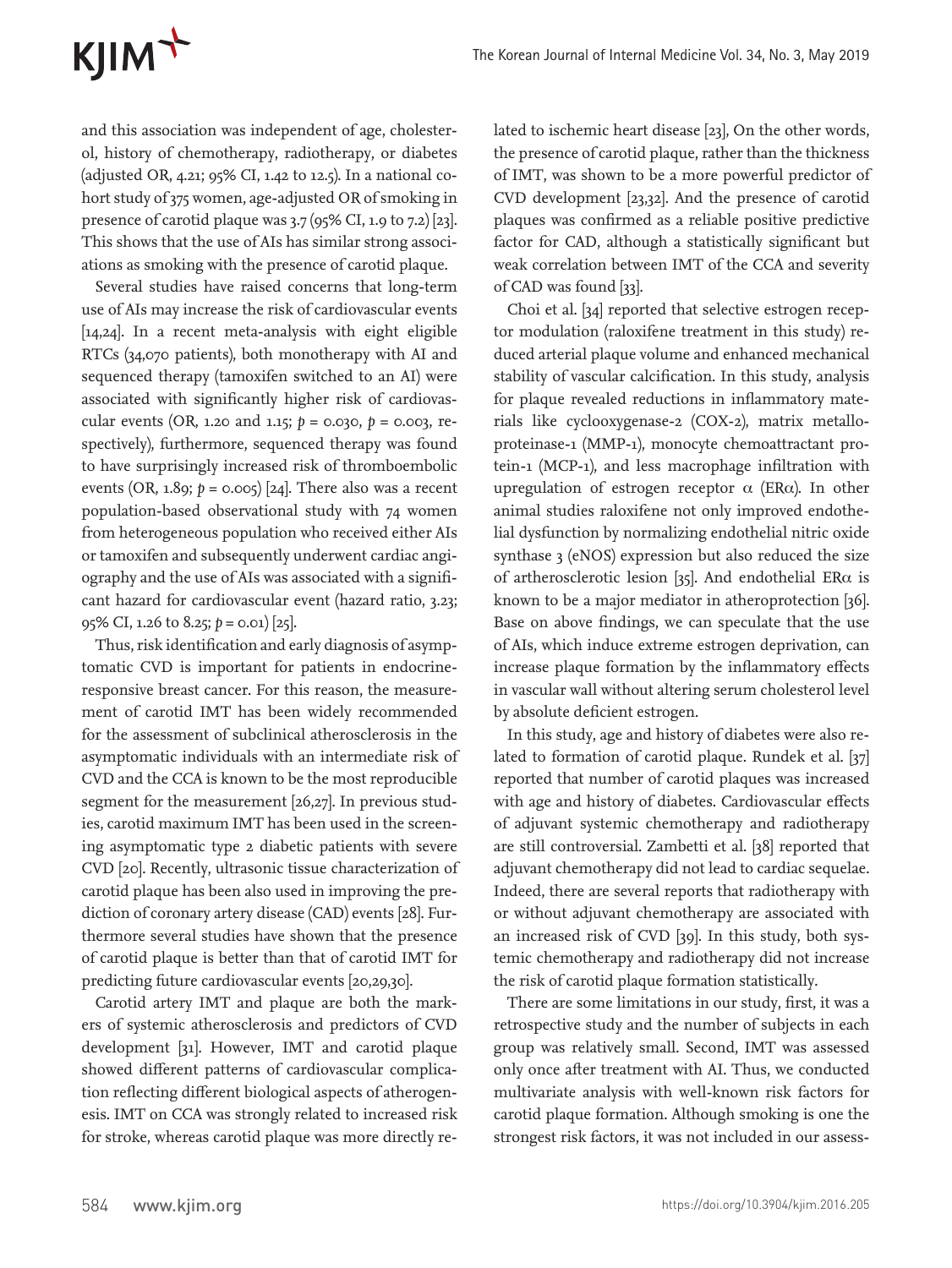and this association was independent of age, cholesterol, history of chemotherapy, radiotherapy, or diabetes (adjusted OR, 4.21; 95% CI, 1.42 to 12.5). In a national cohort study of 375 women, age-adjusted OR of smoking in presence of carotid plaque was 3.7 (95% CI, 1.9 to 7.2) [23]. This shows that the use of AIs has similar strong associations as smoking with the presence of carotid plaque.

Several studies have raised concerns that long-term use of AIs may increase the risk of cardiovascular events [14,24]. In a recent meta-analysis with eight eligible RTCs (34,070 patients), both monotherapy with AI and sequenced therapy (tamoxifen switched to an AI) were associated with significantly higher risk of cardiovascular events (OR, 1.20 and 1.15; $p = 0.030$, $p = 0.003$, respectively), furthermore, sequenced therapy was found to have surprisingly increased risk of thromboembolic events (OR, 1.89; $p = 0.005$) [24]. There also was a recent population-based observational study with 74 women from heterogeneous population who received either AIs or tamoxifen and subsequently underwent cardiac angiography and the use of AIs was associated with a significant hazard for cardiovascular event (hazard ratio, 3.23; 95% CI, 1.26 to 8.25; $p = 0.01$) [25].

Thus, risk identification and early diagnosis of asymptomatic CVD is important for patients in endocrine-responsive breast cancer. For this reason, the measurement of carotid IMT has been widely recommended for the assessment of subclinical atherosclerosis in the asymptomatic individuals with an intermediate risk of CVD and the CCA is known to be the most reproducible segment for the measurement [26,27]. In previous studies, carotid maximum IMT has been used in the screening asymptomatic type 2 diabetic patients with severe CVD [20]. Recently, ultrasonic tissue characterization of carotid plaque has been also used in improving the prediction of coronary artery disease (CAD) events [28]. Furthermore several studies have shown that the presence of carotid plaque is better than that of carotid IMT for predicting future cardiovascular events [20,29,30].

Carotid artery IMT and plaque are both the markers of systemic atherosclerosis and predictors of CVD development [31]. However, IMT and carotid plaque showed different patterns of cardiovascular complication reflecting different biological aspects of atherogenesis. IMT on CCA was strongly related to increased risk for stroke, whereas carotid plaque was more directly related to ischemic heart disease [23], On the other words, the presence of carotid plaque, rather than the thickness of IMT, was shown to be a more powerful predictor of CVD development [23,32]. And the presence of carotid plaques was confirmed as a reliable positive predictive factor for CAD, although a statistically significant but weak correlation between IMT of the CCA and severity of CAD was found [33].

Choi et al. [34] reported that selective estrogen receptor modulation (raloxifene treatment in this study) reduced arterial plaque volume and enhanced mechanical stability of vascular calcification. In this study, analysis for plaque revealed reductions in inflammatory materials like cyclooxygenase-2 (COX-2), matrix metalloproteinase-1 (MMP-1), monocyte chemoattractant protein-1 (MCP-1), and less macrophage infiltration with upregulation of estrogen receptor $\alpha$ (ER$\alpha$). In other animal studies raloxifene not only improved endothelial dysfunction by normalizing endothelial nitric oxide synthase 3 (eNOS) expression but also reduced the size of artherosclerotic lesion [35]. And endothelial ER$\alpha$ is known to be a major mediator in atheroprotection [36]. Base on above findings, we can speculate that the use of AIs, which induce extreme estrogen deprivation, can increase plaque formation by the inflammatory effects in vascular wall without altering serum cholesterol level by absolute deficient estrogen.

In this study, age and history of diabetes were also related to formation of carotid plaque. Rundek et al. [37] reported that number of carotid plaques was increased with age and history of diabetes. Cardiovascular effects of adjuvant systemic chemotherapy and radiotherapy are still controversial. Zambetti et al. [38] reported that adjuvant chemotherapy did not lead to cardiac sequelae. Indeed, there are several reports that radiotherapy with or without adjuvant chemotherapy are associated with an increased risk of CVD [39]. In this study, both systemic chemotherapy and radiotherapy did not increase the risk of carotid plaque formation statistically.

There are some limitations in our study, first, it was a retrospective study and the number of subjects in each group was relatively small. Second, IMT was assessed only once after treatment with AI. Thus, we conducted multivariate analysis with well-known risk factors for carotid plaque formation. Although smoking is one the strongest risk factors, it was not included in our assess-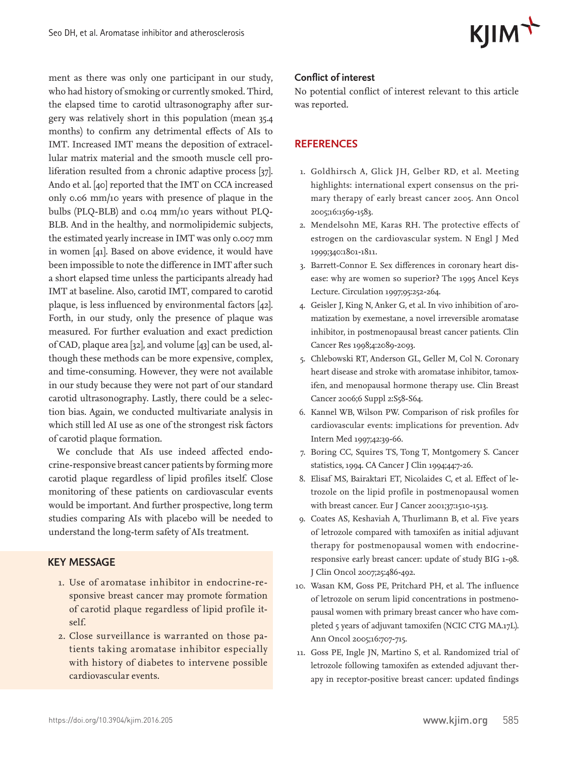ment as there was only one participant in our study, who had history of smoking or currently smoked. Third, the elapsed time to carotid ultrasonography after surgery was relatively short in this population (mean 35.4 months) to confirm any detrimental effects of AIs to IMT. Increased IMT means the deposition of extracellular matrix material and the smooth muscle cell proliferation resulted from a chronic adaptive process [37]. Ando et al. [40] reported that the IMT on CCA increased only 0.06 mm/10 years with presence of plaque in the bulbs (PLQ-BLB) and 0.04 mm/10 years without PLQ-BLB. And in the healthy, and normolipidemic subjects, the estimated yearly increase in IMT was only 0.007 mm in women [41]. Based on above evidence, it would have been impossible to note the difference in IMT after such a short elapsed time unless the participants already had IMT at baseline. Also, carotid IMT, compared to carotid plaque, is less influenced by environmental factors [42]. Forth, in our study, only the presence of plaque was measured. For further evaluation and exact prediction of CAD, plaque area [32], and volume [43] can be used, although these methods can be more expensive, complex, and time-consuming. However, they were not available in our study because they were not part of our standard carotid ultrasonography. Lastly, there could be a selection bias. Again, we conducted multivariate analysis in which still led AI use as one of the strongest risk factors of carotid plaque formation.

We conclude that AIs use indeed affected endocrine-responsive breast cancer patients by forming more carotid plaque regardless of lipid profiles itself. Close monitoring of these patients on cardiovascular events would be important. And further prospective, long term studies comparing AIs with placebo will be needed to understand the long-term safety of AIs treatment.

## KEY MESSAGE

1. Use of aromatase inhibitor in endocrine-responsive breast cancer may promote formation of carotid plaque regardless of lipid profile itself.
2. Close surveillance is warranted on those patients taking aromatase inhibitor especially with history of diabetes to intervene possible cardiovascular events.

### Conflict of interest

No potential conflict of interest relevant to this article was reported.

## REFERENCES

1. Goldhirsch A, Glick JH, Gelber RD, et al. Meeting highlights: international expert consensus on the primary therapy of early breast cancer 2005. Ann Oncol 2005;16:1569-1583.
2. Mendelsohn ME, Karas RH. The protective effects of estrogen on the cardiovascular system. N Engl J Med 1999;340:1801-1811.
3. Barrett-Connor E. Sex differences in coronary heart disease: why are women so superior? The 1995 Ancel Keys Lecture. Circulation 1997;95:252-264.
4. Geisler J, King N, Anker G, et al. In vivo inhibition of aromatization by exemestane, a novel irreversible aromatase inhibitor, in postmenopausal breast cancer patients. Clin Cancer Res 1998;4:2089-2093.
5. Chlebowski RT, Anderson GL, Geller M, Col N. Coronary heart disease and stroke with aromatase inhibitor, tamoxifen, and menopausal hormone therapy use. Clin Breast Cancer 2006;6 Suppl 2:S58-S64.
6. Kannel WB, Wilson PW. Comparison of risk profiles for cardiovascular events: implications for prevention. Adv Intern Med 1997;42:39-66.
7. Boring CC, Squires TS, Tong T, Montgomery S. Cancer statistics, 1994. CA Cancer J Clin 1994;44:7-26.
8. Elisaf MS, Bairaktari ET, Nicolaides C, et al. Effect of letrozole on the lipid profile in postmenopausal women with breast cancer. Eur J Cancer 2001;37:1510-1513.
9. Coates AS, Keshaviah A, Thurlimann B, et al. Five years of letrozole compared with tamoxifen as initial adjuvant therapy for postmenopausal women with endocrine-responsive early breast cancer: update of study BIG 1-98. J Clin Oncol 2007;25:486-492.
10. Wasan KM, Goss PE, Pritchard PH, et al. The influence of letrozole on serum lipid concentrations in postmenopausal women with primary breast cancer who have completed 5 years of adjuvant tamoxifen (NCIC CTG MA.17L). Ann Oncol 2005;16:707-715.
11. Goss PE, Ingle JN, Martino S, et al. Randomized trial of letrozole following tamoxifen as extended adjuvant therapy in receptor-positive breast cancer: updated findings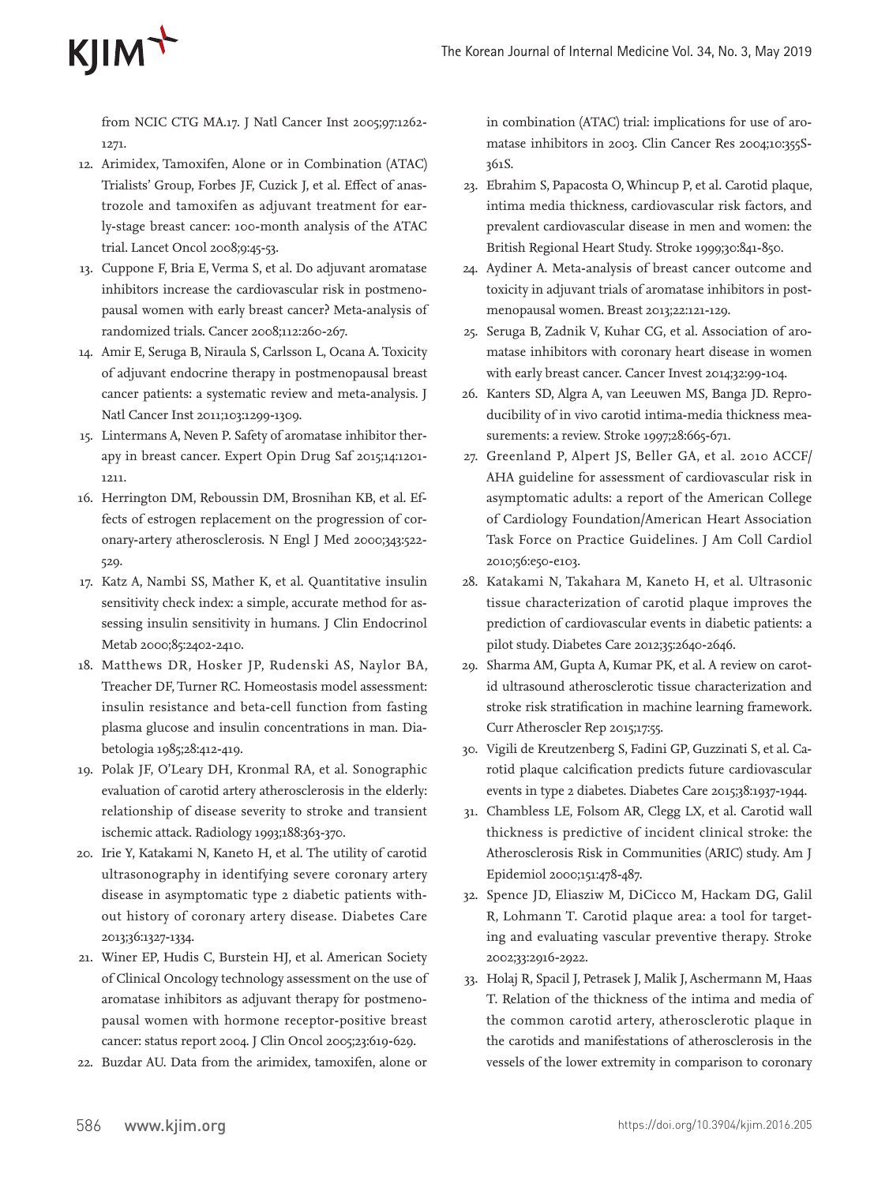from NCIC CTG MA.17. J Natl Cancer Inst 2005;97:1262-1271.

12. Arimidex, Tamoxifen, Alone or in Combination (ATAC) Trialists' Group, Forbes JF, Cuzick J, et al. Effect of anastrozole and tamoxifen as adjuvant treatment for early-stage breast cancer: 100-month analysis of the ATAC trial. Lancet Oncol 2008;9:45-53.
13. Cuppone F, Bria E, Verma S, et al. Do adjuvant aromatase inhibitors increase the cardiovascular risk in postmenopausal women with early breast cancer? Meta-analysis of randomized trials. Cancer 2008;112:260-267.
14. Amir E, Seruga B, Niraula S, Carlsson L, Ocana A. Toxicity of adjuvant endocrine therapy in postmenopausal breast cancer patients: a systematic review and meta-analysis. J Natl Cancer Inst 2011;103:1299-1309.
15. Lintermans A, Neven P. Safety of aromatase inhibitor therapy in breast cancer. Expert Opin Drug Saf 2015;14:1201-1211.
16. Herrington DM, Reboussin DM, Brosnihan KB, et al. Effects of estrogen replacement on the progression of coronary-artery atherosclerosis. N Engl J Med 2000;343:522-529.
17. Katz A, Nambi SS, Mather K, et al. Quantitative insulin sensitivity check index: a simple, accurate method for assessing insulin sensitivity in humans. J Clin Endocrinol Metab 2000;85:2402-2410.
18. Matthews DR, Hosker JP, Rudenski AS, Naylor BA, Treacher DF, Turner RC. Homeostasis model assessment: insulin resistance and beta-cell function from fasting plasma glucose and insulin concentrations in man. Diabetologia 1985;28:412-419.
19. Polak JF, O'Leary DH, Kronmal RA, et al. Sonographic evaluation of carotid artery atherosclerosis in the elderly: relationship of disease severity to stroke and transient ischemic attack. Radiology 1993;188:363-370.
20. Irie Y, Katakami N, Kaneto H, et al. The utility of carotid ultrasonography in identifying severe coronary artery disease in asymptomatic type 2 diabetic patients without history of coronary artery disease. Diabetes Care 2013;36:1327-1334.
21. Winer EP, Hudis C, Burstein HJ, et al. American Society of Clinical Oncology technology assessment on the use of aromatase inhibitors as adjuvant therapy for postmenopausal women with hormone receptor-positive breast cancer: status report 2004. J Clin Oncol 2005;23:619-629.
22. Buzdar AU. Data from the arimidex, tamoxifen, alone or in combination (ATAC) trial: implications for use of aromatase inhibitors in 2003. Clin Cancer Res 2004;10:355S-361S.
23. Ebrahim S, Papacosta O, Whincup P, et al. Carotid plaque, intima media thickness, cardiovascular risk factors, and prevalent cardiovascular disease in men and women: the British Regional Heart Study. Stroke 1999;30:841-850.
24. Aydiner A. Meta-analysis of breast cancer outcome and toxicity in adjuvant trials of aromatase inhibitors in postmenopausal women. Breast 2013;22:121-129.
25. Seruga B, Zadnik V, Kuhar CG, et al. Association of aromatase inhibitors with coronary heart disease in women with early breast cancer. Cancer Invest 2014;32:99-104.
26. Kanters SD, Algra A, van Leeuwen MS, Banga JD. Reproducibility of in vivo carotid intima-media thickness measurements: a review. Stroke 1997;28:665-671.
27. Greenland P, Alpert JS, Beller GA, et al. 2010 ACCF/AHA guideline for assessment of cardiovascular risk in asymptomatic adults: a report of the American College of Cardiology Foundation/American Heart Association Task Force on Practice Guidelines. J Am Coll Cardiol 2010;56:e50-e103.
28. Katakami N, Takahara M, Kaneto H, et al. Ultrasonic tissue characterization of carotid plaque improves the prediction of cardiovascular events in diabetic patients: a pilot study. Diabetes Care 2012;35:2640-2646.
29. Sharma AM, Gupta A, Kumar PK, et al. A review on carotid ultrasound atherosclerotic tissue characterization and stroke risk stratification in machine learning framework. Curr Atheroscler Rep 2015;17:55.
30. Vigili de Kreutzenberg S, Fadini GP, Guzzinati S, et al. Carotid plaque calcification predicts future cardiovascular events in type 2 diabetes. Diabetes Care 2015;38:1937-1944.
31. Chambless LE, Folsom AR, Clegg LX, et al. Carotid wall thickness is predictive of incident clinical stroke: the Atherosclerosis Risk in Communities (ARIC) study. Am J Epidemiol 2000;151:478-487.
32. Spence JD, Eliasziw M, DiCicco M, Hackam DG, Galil R, Lohmann T. Carotid plaque area: a tool for targeting and evaluating vascular preventive therapy. Stroke 2002;33:2916-2922.
33. Holaj R, Spacil J, Petrasek J, Malik J, Aschermann M, Haas T. Relation of the thickness of the intima and media of the common carotid artery, atherosclerotic plaque in the carotids and manifestations of atherosclerosis in the vessels of the lower extremity in comparison to coronary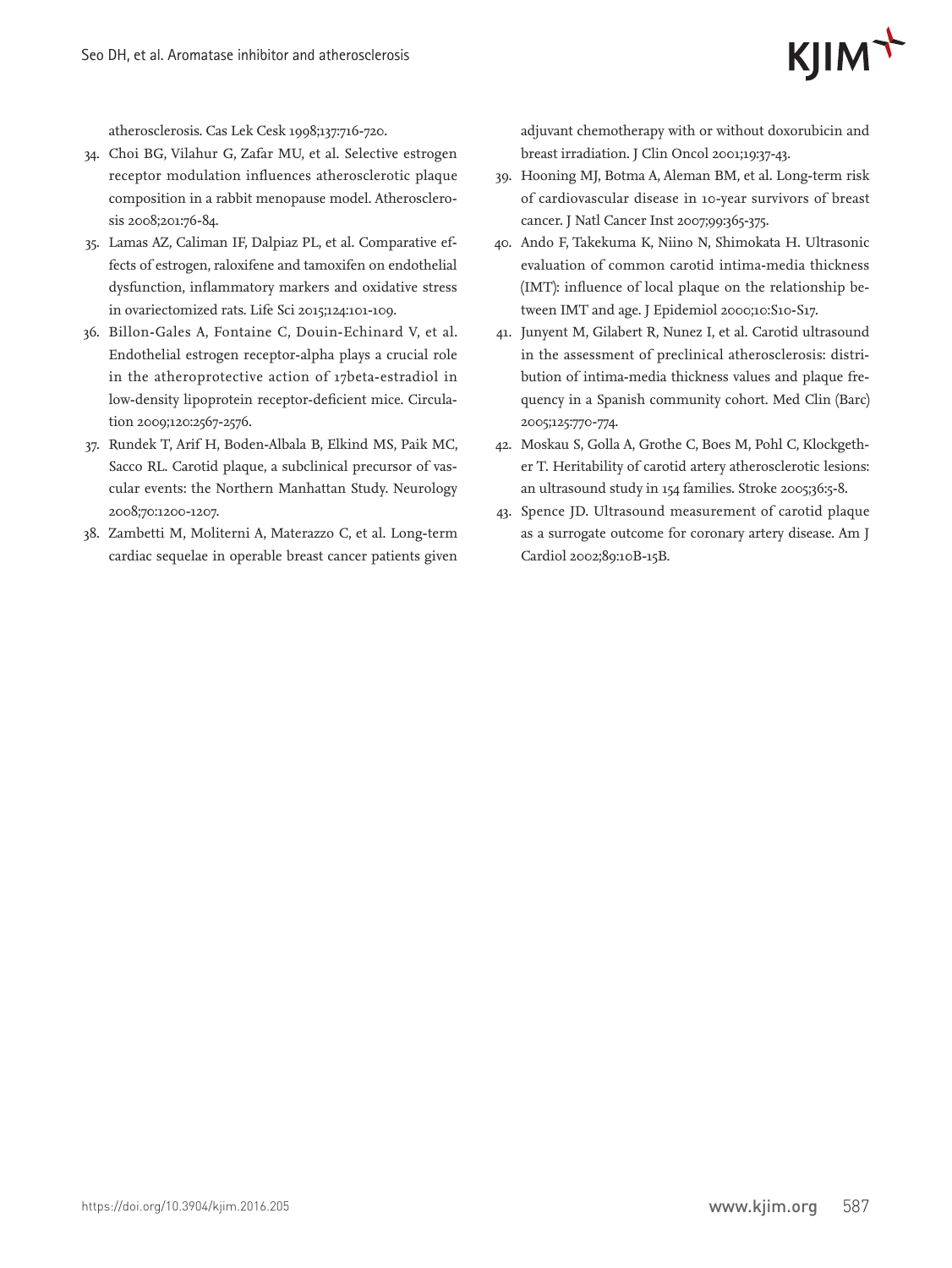atherosclerosis. Cas Lek Cesk 1998;137:716-720.

34. Choi BG, Vilahur G, Zafar MU, et al. Selective estrogen receptor modulation influences atherosclerotic plaque composition in a rabbit menopause model. Atherosclerosis 2008;201:76-84.
35. Lamas AZ, Caliman IF, Dalpiaz PL, et al. Comparative effects of estrogen, raloxifene and tamoxifen on endothelial dysfunction, inflammatory markers and oxidative stress in ovariectomized rats. Life Sci 2015;124:101-109.
36. Billon-Gales A, Fontaine C, Douin-Echinard V, et al. Endothelial estrogen receptor-alpha plays a crucial role in the atheroprotective action of 17beta-estradiol in low-density lipoprotein receptor-deficient mice. Circulation 2009;120:2567-2576.
37. Rundek T, Arif H, Boden-Albala B, Elkind MS, Paik MC, Sacco RL. Carotid plaque, a subclinical precursor of vascular events: the Northern Manhattan Study. Neurology 2008;70:1200-1207.
38. Zambetti M, Moliterni A, Materazzo C, et al. Long-term cardiac sequelae in operable breast cancer patients given adjuvant chemotherapy with or without doxorubicin and breast irradiation. J Clin Oncol 2001;19:37-43.
39. Hooning MJ, Botma A, Aleman BM, et al. Long-term risk of cardiovascular disease in 10-year survivors of breast cancer. J Natl Cancer Inst 2007;99:365-375.
40. Ando F, Takekuma K, Niino N, Shimokata H. Ultrasonic evaluation of common carotid intima-media thickness (IMT): influence of local plaque on the relationship between IMT and age. J Epidemiol 2000;10:S10-S17.
41. Junyent M, Gilabert R, Nunez I, et al. Carotid ultrasound in the assessment of preclinical atherosclerosis: distribution of intima-media thickness values and plaque frequency in a Spanish community cohort. Med Clin (Barc) 2005;125:770-774.
42. Moskau S, Golla A, Grothe C, Boes M, Pohl C, Klockgether T. Heritability of carotid artery atherosclerotic lesions: an ultrasound study in 154 families. Stroke 2005;36:5-8.
43. Spence JD. Ultrasound measurement of carotid plaque as a surrogate outcome for coronary artery disease. Am J Cardiol 2002;89:10B-15B.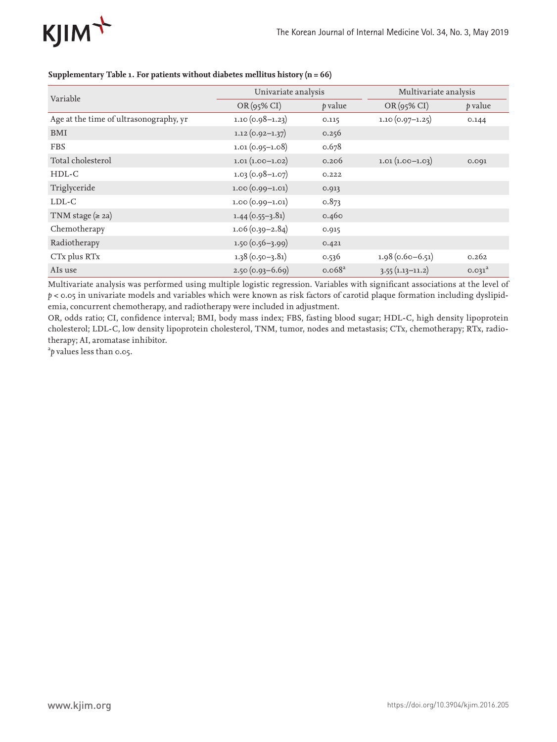**Supplementary Table 1. For patients without diabetes mellitus history (n = 66)**

| Variable | Univariate analysis | | Multivariate analysis | |
|---|---|---|---|---|
| | OR (95% CI) | *p* value | OR (95% CI) | *p* value |
| Age at the time of ultrasonography, yr | 1.10 (0.98–1.23) | 0.115 | 1.10 (0.97–1.25) | 0.144 |
| BMI | 1.12 (0.92–1.37) | 0.256 | | |
| FBS | 1.01 (0.95–1.08) | 0.678 | | |
| Total cholesterol | 1.01 (1.00–1.02) | 0.206 | 1.01 (1.00–1.03) | 0.091 |
| HDL-C | 1.03 (0.98–1.07) | 0.222 | | |
| Triglyceride | 1.00 (0.99–1.01) | 0.913 | | |
| LDL-C | 1.00 (0.99–1.01) | 0.873 | | |
| TNM stage (≥ 2a) | 1.44 (0.55–3.81) | 0.460 | | |
| Chemotherapy | 1.06 (0.39–2.84) | 0.915 | | |
| Radiotherapy | 1.50 (0.56–3.99) | 0.421 | | |
| CTx plus RTx | 1.38 (0.50–3.81) | 0.536 | 1.98 (0.60–6.51) | 0.262 |
| AIs use | 2.50 (0.93–6.69) | 0.068[a] | 3.55 (1.13–11.2) | 0.031[a] |

Multivariate analysis was performed using multiple logistic regression. Variables with significant associations at the level of $p < 0.05$ in univariate models and variables which were known as risk factors of carotid plaque formation including dyslipidemia, concurrent chemotherapy, and radiotherapy were included in adjustment.

OR, odds ratio; CI, confidence interval; BMI, body mass index; FBS, fasting blood sugar; HDL-C, high density lipoprotein cholesterol; LDL-C, low density lipoprotein cholesterol, TNM, tumor, nodes and metastasis; CTx, chemotherapy; RTx, radiotherapy; AI, aromatase inhibitor.

[a]*p* values less than 0.05.